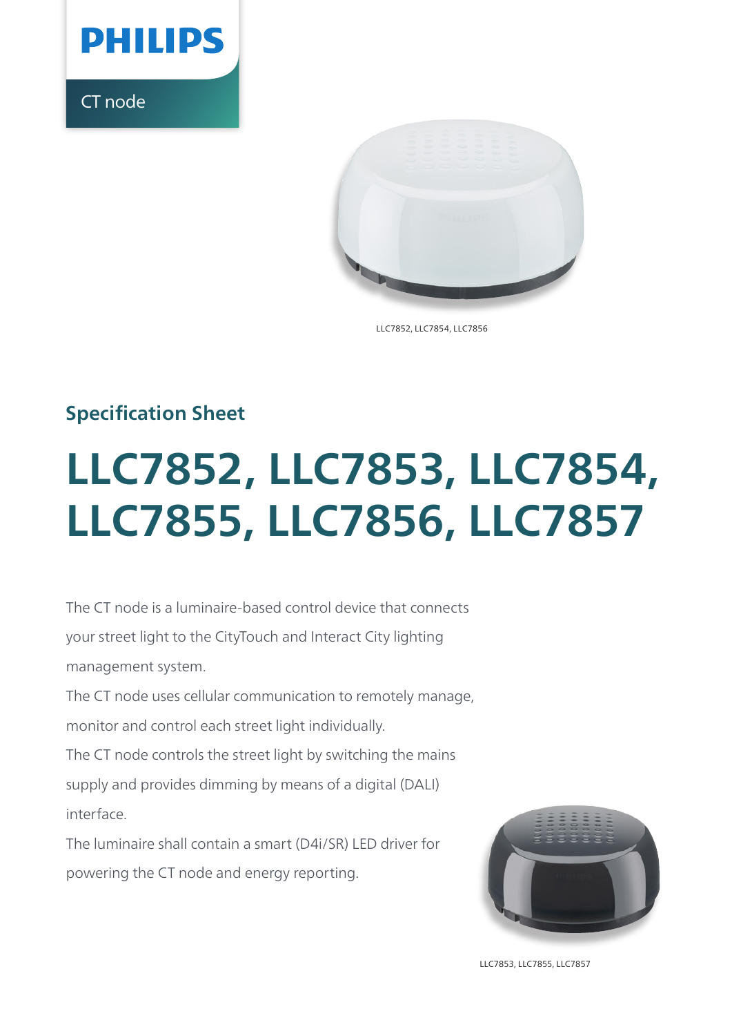PHILIPS

CT node

LLC7852, LLC7854, LLC7856

## Specification Sheet

# LLC7852, LLC7853, LLC7854, LLC7855, LLC7856, LLC7857

The CT node is a luminaire-based control device that connects your street light to the CityTouch and Interact City lighting management system.

The CT node uses cellular communication to remotely manage, monitor and control each street light individually.

The CT node controls the street light by switching the mains supply and provides dimming by means of a digital (DALI) interface.

The luminaire shall contain a smart (D4i/SR) LED driver for powering the CT node and energy reporting.

LLC7853, LLC7855, LLC7857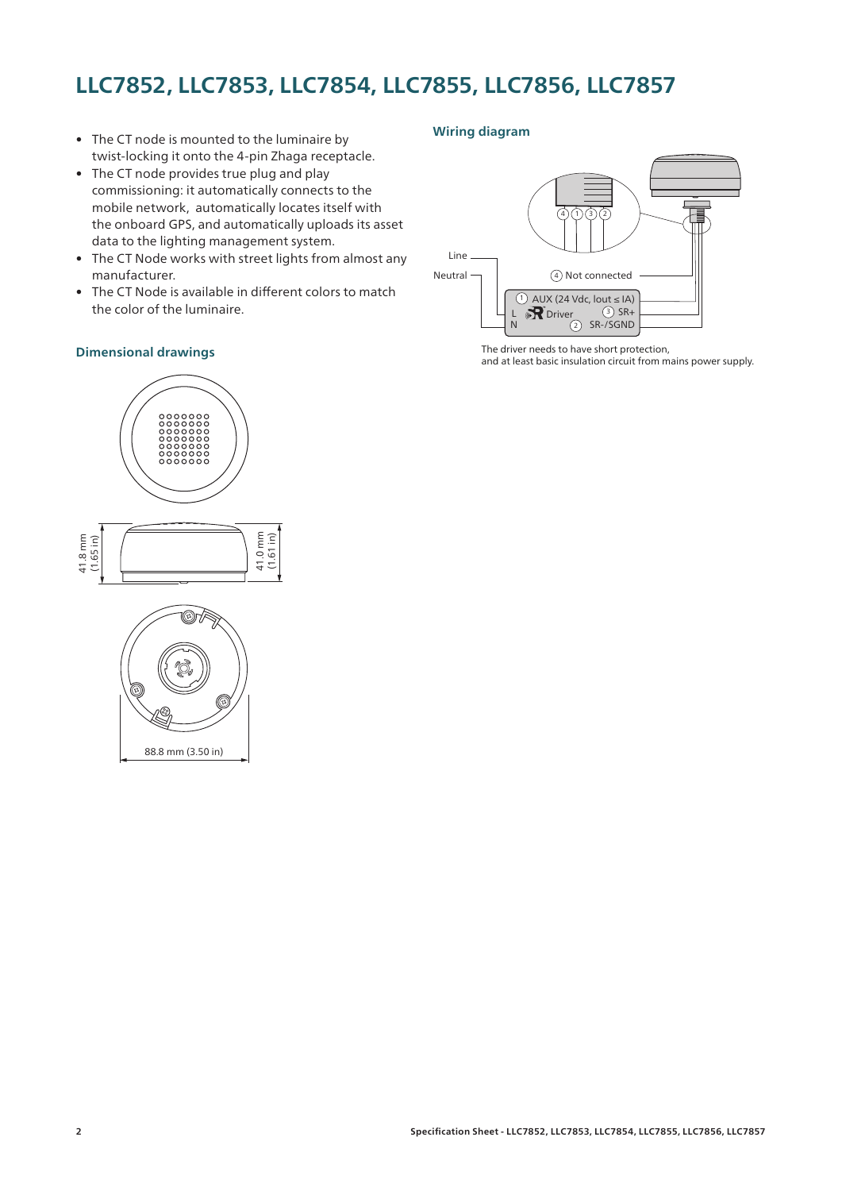# LLC7852, LLC7853, LLC7854, LLC7855, LLC7856, LLC7857

- The CT node is mounted to the luminaire by twist-locking it onto the 4-pin Zhaga receptacle.
- The CT node provides true plug and play commissioning: it automatically connects to the mobile network, automatically locates itself with the onboard GPS, and automatically uploads its asset data to the lighting management system.
- The CT Node works with street lights from almost any manufacturer.
- The CT Node is available in different colors to match the color of the luminaire.

## Dimensional drawings

41.8 mm (1.65 in)

41.0 mm (1.61 in)

88.8 mm (3.50 in)

## Wiring diagram

Line

Neutral

4 Not connected

1 AUX (24 Vdc, Iout ≤ IA)

L Driver 3 SR+

N 2 SR-/SGND

The driver needs to have short protection, and at least basic insulation circuit from mains power supply.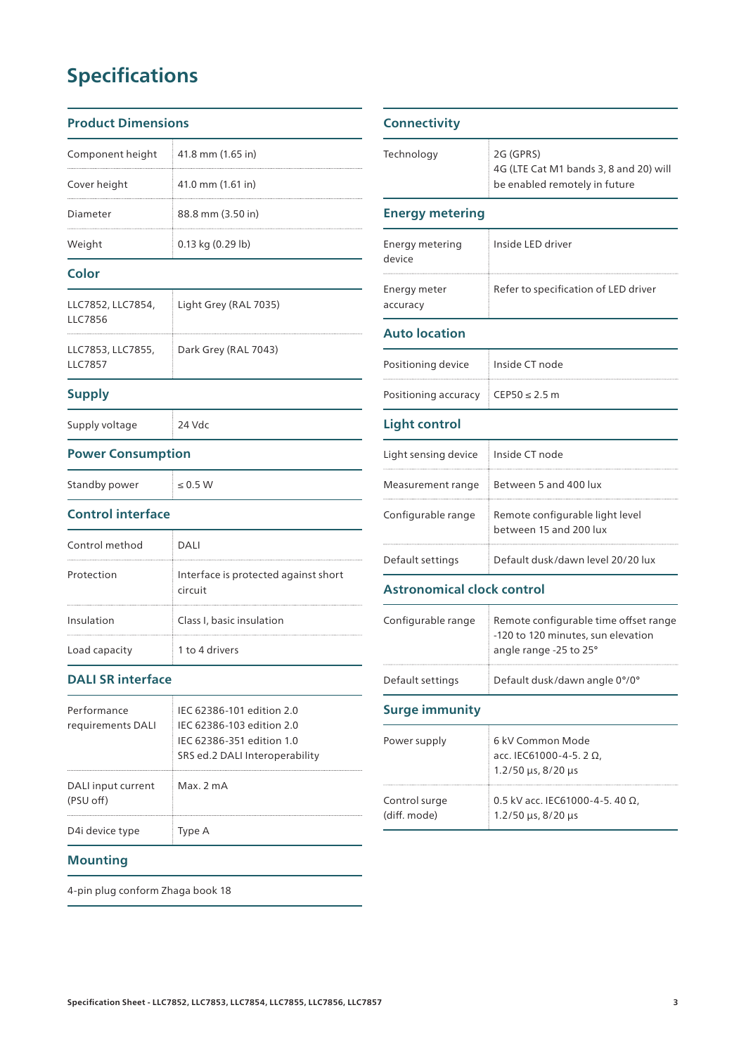# Specifications

## Product Dimensions

| | |
|---|---|
| Component height | 41.8 mm (1.65 in) |
| Cover height | 41.0 mm (1.61 in) |
| Diameter | 88.8 mm (3.50 in) |
| Weight | 0.13 kg (0.29 lb) |

## Color

| | |
|---|---|
| LLC7852, LLC7854, LLC7856 | Light Grey (RAL 7035) |
| LLC7853, LLC7855, LLC7857 | Dark Grey (RAL 7043) |

## Supply

| | |
|---|---|
| Supply voltage | 24 Vdc |

## Power Consumption

| | |
|---|---|
| Standby power | ≤ 0.5 W |

## Control interface

| | |
|---|---|
| Control method | DALI |
| Protection | Interface is protected against short circuit |
| Insulation | Class I, basic insulation |
| Load capacity | 1 to 4 drivers |

## DALI SR interface

| | |
|---|---|
| Performance requirements DALI | IEC 62386-101 edition 2.0<br>IEC 62386-103 edition 2.0<br>IEC 62386-351 edition 1.0<br>SRS ed.2 DALI Interoperability |
| DALI input current (PSU off) | Max. 2 mA |
| D4i device type | Type A |

## Mounting

4-pin plug conform Zhaga book 18

## Connectivity

| | |
|---|---|
| Technology | 2G (GPRS)<br>4G (LTE Cat M1 bands 3, 8 and 20) will be enabled remotely in future |

## Energy metering

| | |
|---|---|
| Energy metering device | Inside LED driver |
| Energy meter accuracy | Refer to specification of LED driver |

## Auto location

| | |
|---|---|
| Positioning device | Inside CT node |
| Positioning accuracy | CEP50 ≤ 2.5 m |

## Light control

| | |
|---|---|
| Light sensing device | Inside CT node |
| Measurement range | Between 5 and 400 lux |
| Configurable range | Remote configurable light level between 15 and 200 lux |
| Default settings | Default dusk/dawn level 20/20 lux |

## Astronomical clock control

| | |
|---|---|
| Configurable range | Remote configurable time offset range -120 to 120 minutes, sun elevation angle range -25 to 25° |
| Default settings | Default dusk/dawn angle 0°/0° |

## Surge immunity

| | |
|---|---|
| Power supply | 6 kV Common Mode acc. IEC61000-4-5. 2 Ω, 1.2/50 µs, 8/20 µs |
| Control surge (diff. mode) | 0.5 kV acc. IEC61000-4-5. 40 Ω, 1.2/50 µs, 8/20 µs |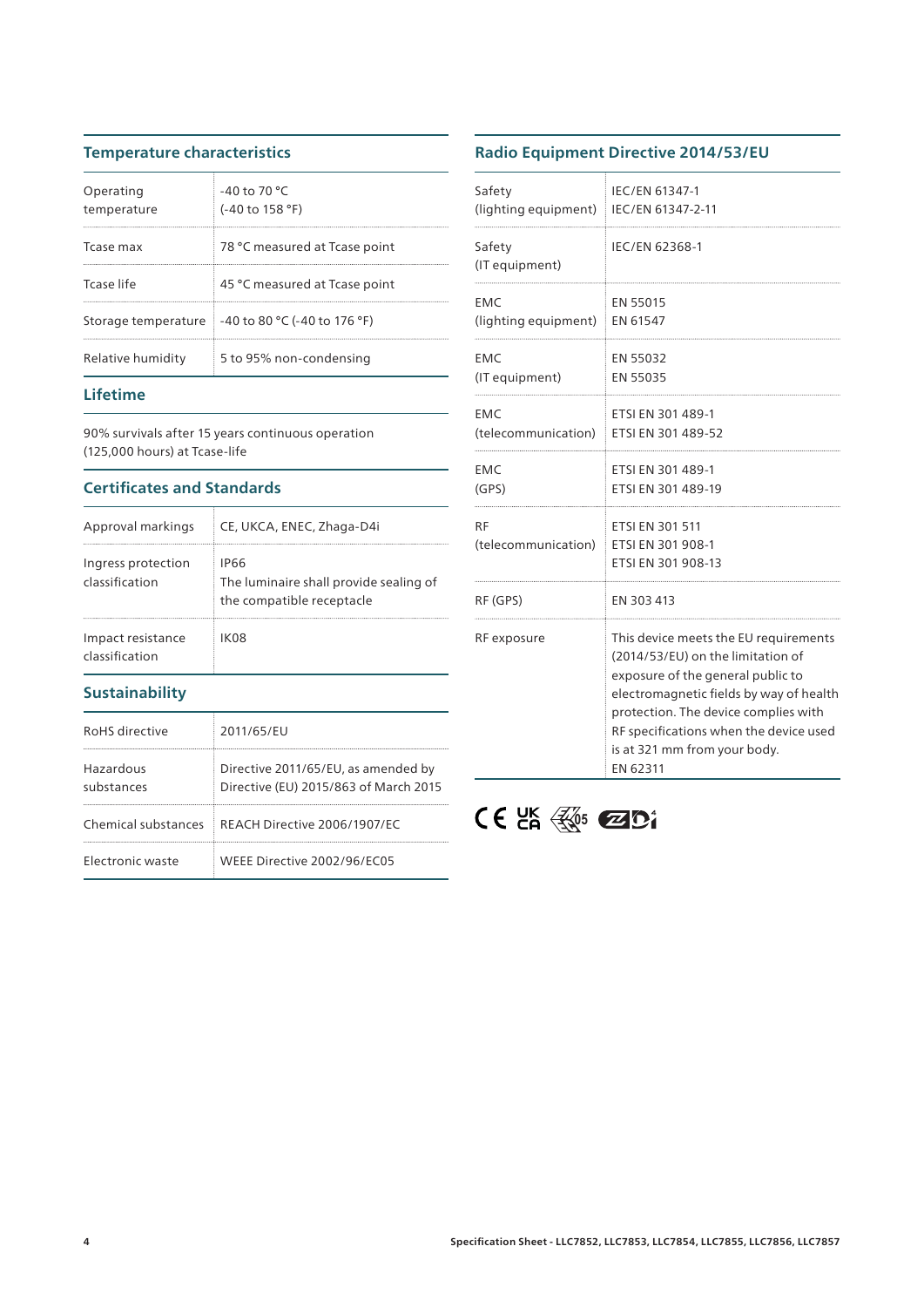## Temperature characteristics

| | |
|---|---|
| Operating temperature | -40 to 70 °C (-40 to 158 °F) |
| Tcase max | 78 °C measured at Tcase point |
| Tcase life | 45 °C measured at Tcase point |
| Storage temperature | -40 to 80 °C (-40 to 176 °F) |
| Relative humidity | 5 to 95% non-condensing |

## Lifetime

90% survivals after 15 years continuous operation (125,000 hours) at Tcase-life

## Certificates and Standards

| | |
|---|---|
| Approval markings | CE, UKCA, ENEC, Zhaga-D4i |
| Ingress protection classification | IP66<br>The luminaire shall provide sealing of the compatible receptacle |
| Impact resistance classification | IK08 |

## Sustainability

| | |
|---|---|
| RoHS directive | 2011/65/EU |
| Hazardous substances | Directive 2011/65/EU, as amended by Directive (EU) 2015/863 of March 2015 |
| Chemical substances | REACH Directive 2006/1907/EC |
| Electronic waste | WEEE Directive 2002/96/EC05 |

## Radio Equipment Directive 2014/53/EU

| | |
|---|---|
| Safety (lighting equipment) | IEC/EN 61347-1<br>IEC/EN 61347-2-11 |
| Safety (IT equipment) | IEC/EN 62368-1 |
| EMC (lighting equipment) | EN 55015<br>EN 61547 |
| EMC (IT equipment) | EN 55032<br>EN 55035 |
| EMC (telecommunication) | ETSI EN 301 489-1<br>ETSI EN 301 489-52 |
| EMC (GPS) | ETSI EN 301 489-1<br>ETSI EN 301 489-19 |
| RF (telecommunication) | ETSI EN 301 511<br>ETSI EN 301 908-1<br>ETSI EN 301 908-13 |
| RF (GPS) | EN 303 413 |
| RF exposure | This device meets the EU requirements (2014/53/EU) on the limitation of exposure of the general public to electromagnetic fields by way of health protection. The device complies with RF specifications when the device used is at 321 mm from your body.<br>EN 62311 |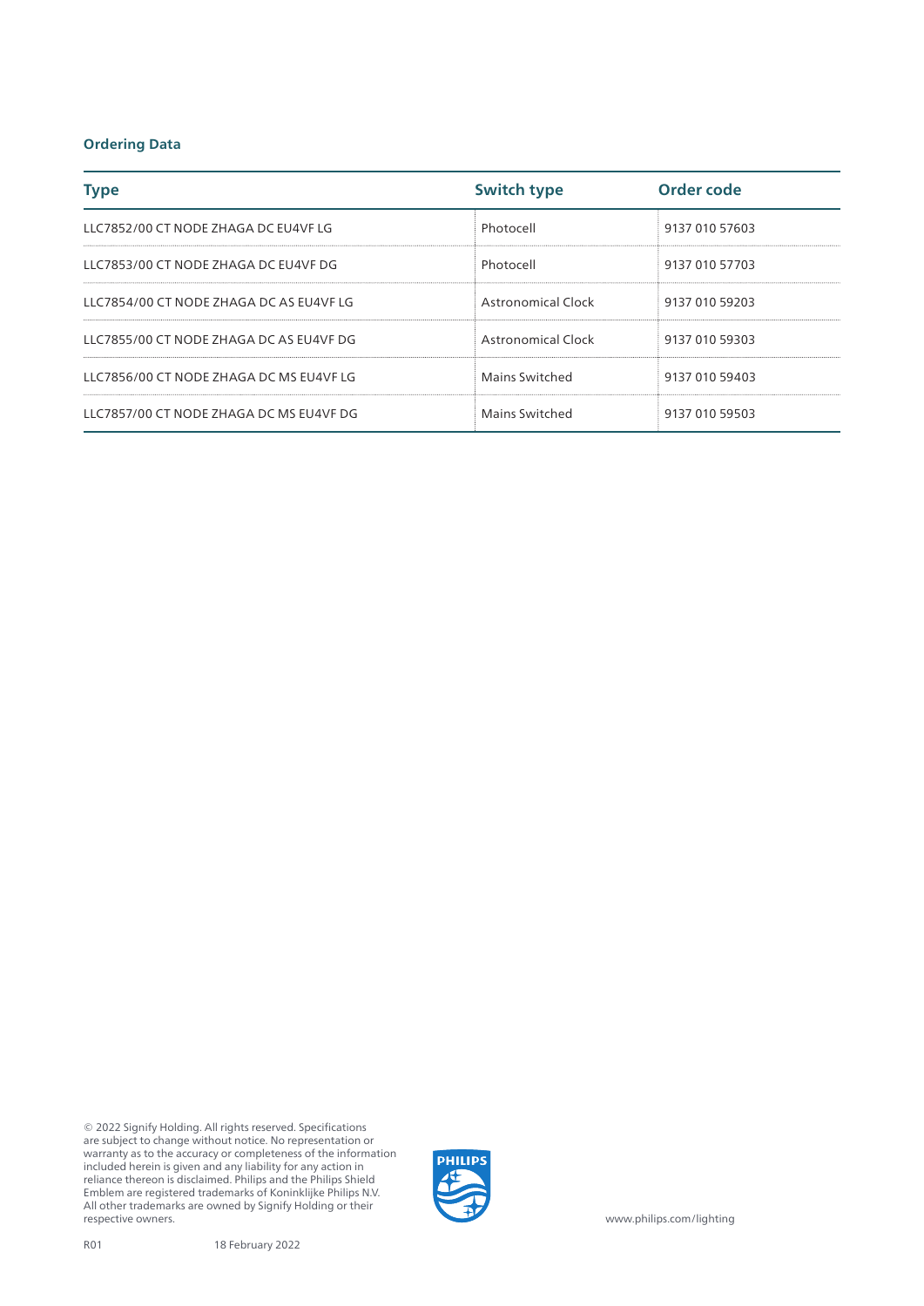### Ordering Data

| Type | Switch type | Order code |
|---|---|---|
| LLC7852/00 CT NODE ZHAGA DC EU4VF LG | Photocell | 9137 010 57603 |
| LLC7853/00 CT NODE ZHAGA DC EU4VF DG | Photocell | 9137 010 57703 |
| LLC7854/00 CT NODE ZHAGA DC AS EU4VF LG | Astronomical Clock | 9137 010 59203 |
| LLC7855/00 CT NODE ZHAGA DC AS EU4VF DG | Astronomical Clock | 9137 010 59303 |
| LLC7856/00 CT NODE ZHAGA DC MS EU4VF LG | Mains Switched | 9137 010 59403 |
| LLC7857/00 CT NODE ZHAGA DC MS EU4VF DG | Mains Switched | 9137 010 59503 |

© 2022 Signify Holding. All rights reserved. Specifications are subject to change without notice. No representation or warranty as to the accuracy or completeness of the information included herein is given and any liability for any action in reliance thereon is disclaimed. Philips and the Philips Shield Emblem are registered trademarks of Koninklijke Philips N.V. All other trademarks are owned by Signify Holding or their respective owners.

www.philips.com/lighting

R01 18 February 2022